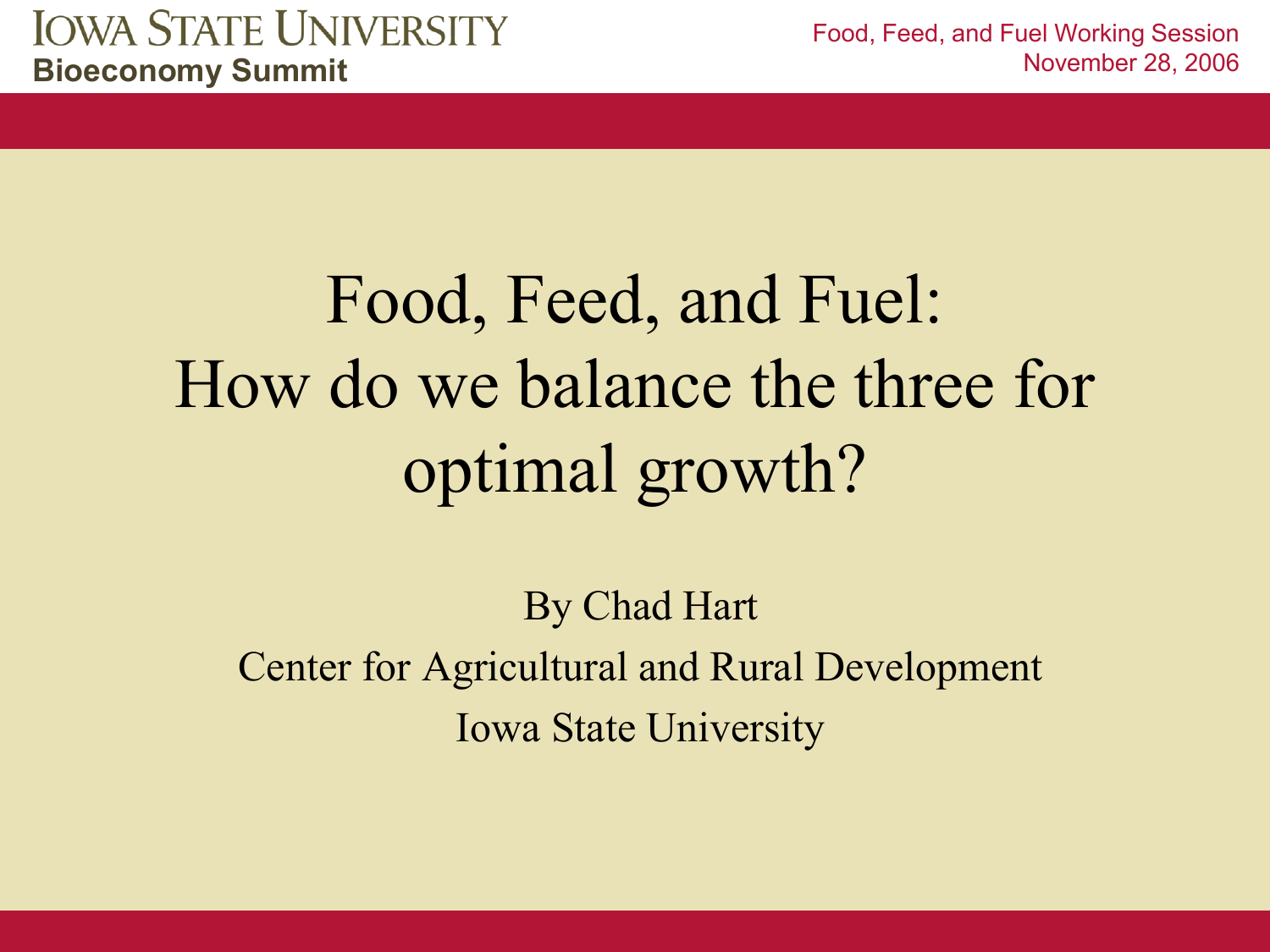IOWA STATE UNIVERSITY
**Bioeconomy Summit**

Food, Feed, and Fuel Working Session
November 28, 2006

# Food, Feed, and Fuel: How do we balance the three for optimal growth?

By Chad Hart

Center for Agricultural and Rural Development

Iowa State University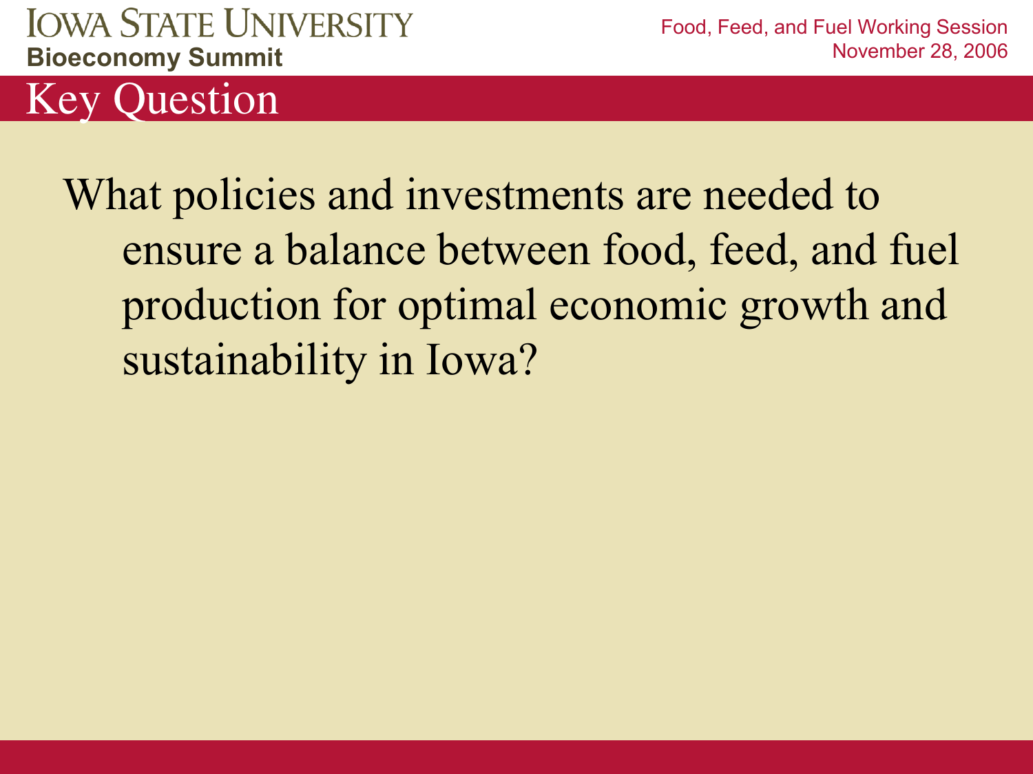# Key Question

What policies and investments are needed to ensure a balance between food, feed, and fuel production for optimal economic growth and sustainability in Iowa?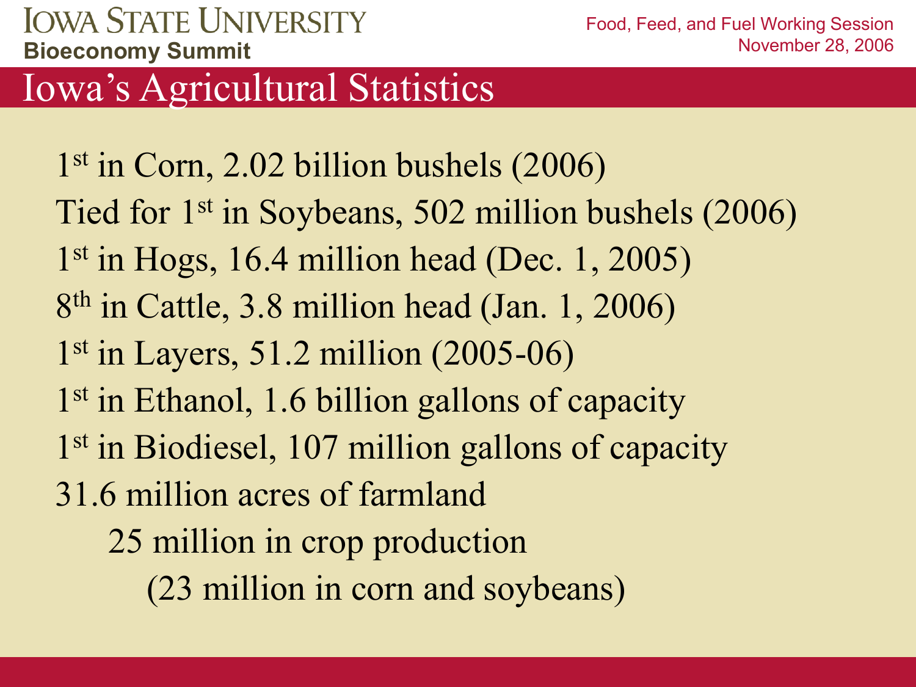# Iowa's Agricultural Statistics

- 1st in Corn, 2.02 billion bushels (2006)
- Tied for 1st in Soybeans, 502 million bushels (2006)
- 1st in Hogs, 16.4 million head (Dec. 1, 2005)
- 8th in Cattle, 3.8 million head (Jan. 1, 2006)
- 1st in Layers, 51.2 million (2005-06)
- 1st in Ethanol, 1.6 billion gallons of capacity
- 1st in Biodiesel, 107 million gallons of capacity
- 31.6 million acres of farmland
  - 25 million in crop production
    - (23 million in corn and soybeans)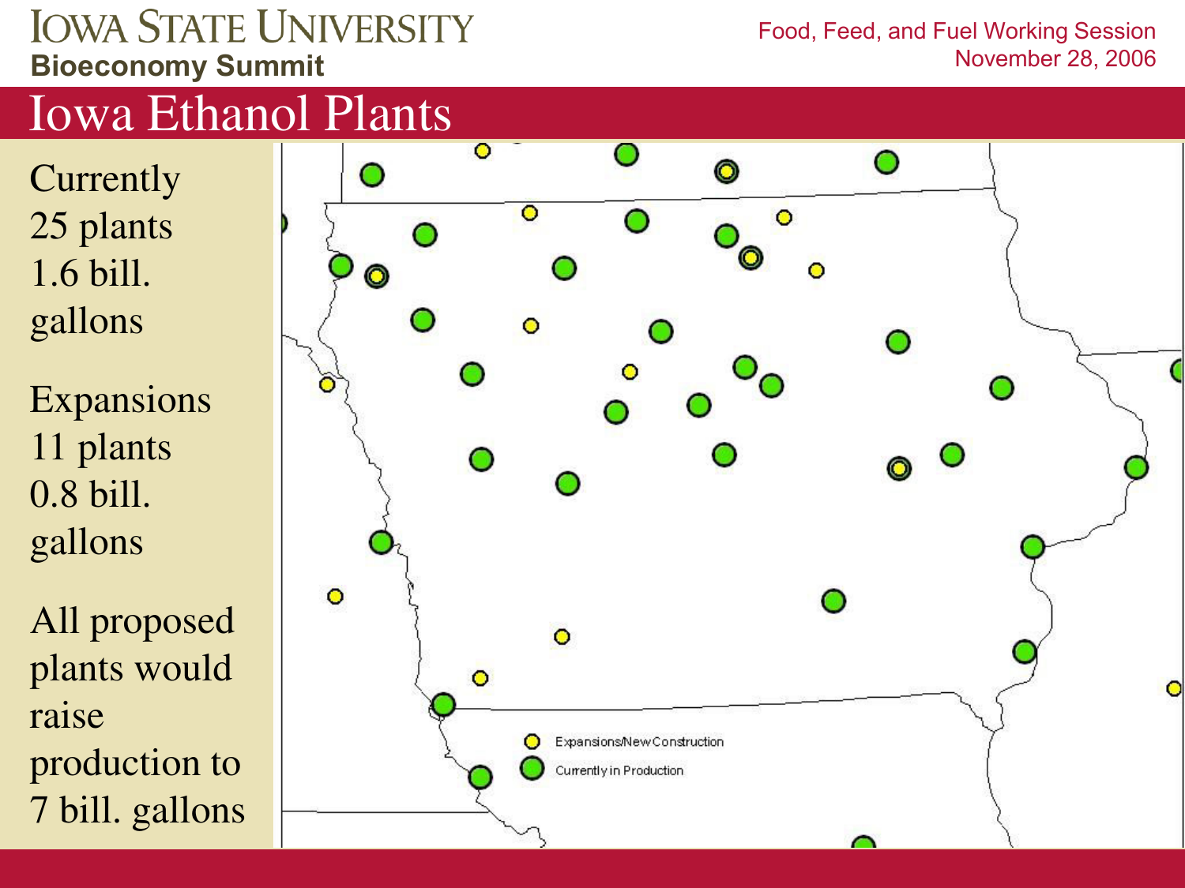# Iowa Ethanol Plants

Currently
25 plants
1.6 bill. gallons

Expansions
11 plants
0.8 bill. gallons

All proposed plants would raise production to 7 bill. gallons

Expansions/New Construction

Currently in Production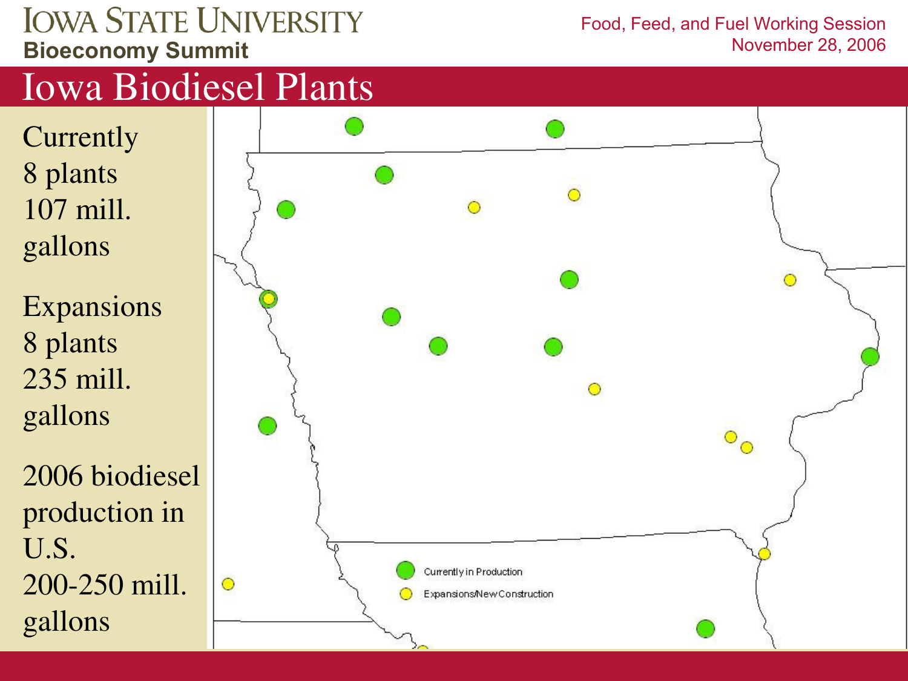# Iowa Biodiesel Plants

Currently
8 plants
107 mill. gallons

Expansions
8 plants
235 mill. gallons

2006 biodiesel production in U.S.
200-250 mill. gallons

Currently in Production

Expansions/New Construction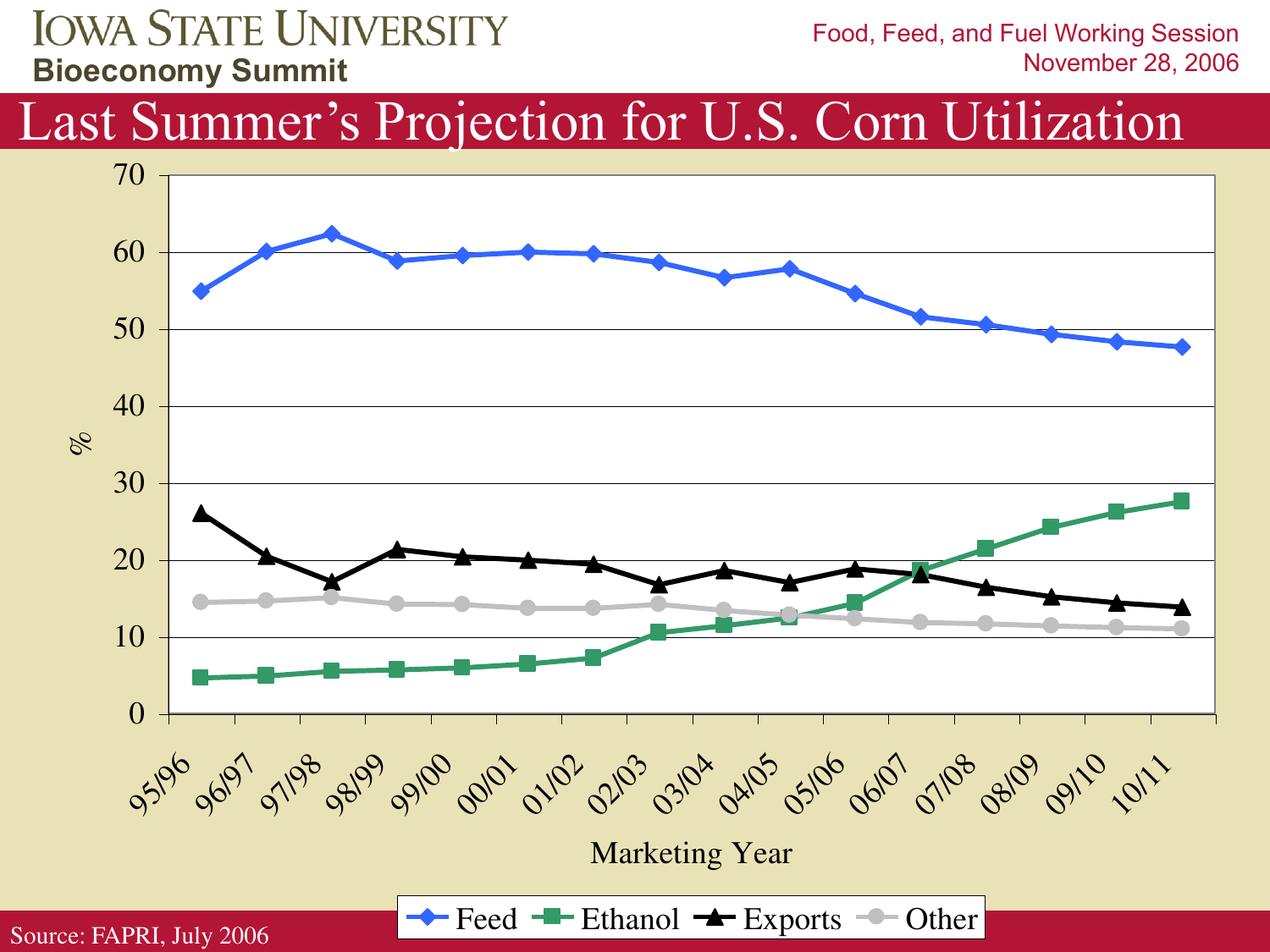# Last Summer's Projection for U.S. Corn Utilization

Food, Feed, and Fuel Working Session
November 28, 2006

%

70
60
50
40
30
20
10
0

95/96 96/97 97/98 98/99 99/00 00/01 01/02 02/03 03/04 04/05 05/06 06/07 07/08 08/09 09/10 10/11

Marketing Year

Feed — Ethanol — Exports — Other

Source: FAPRI, July 2006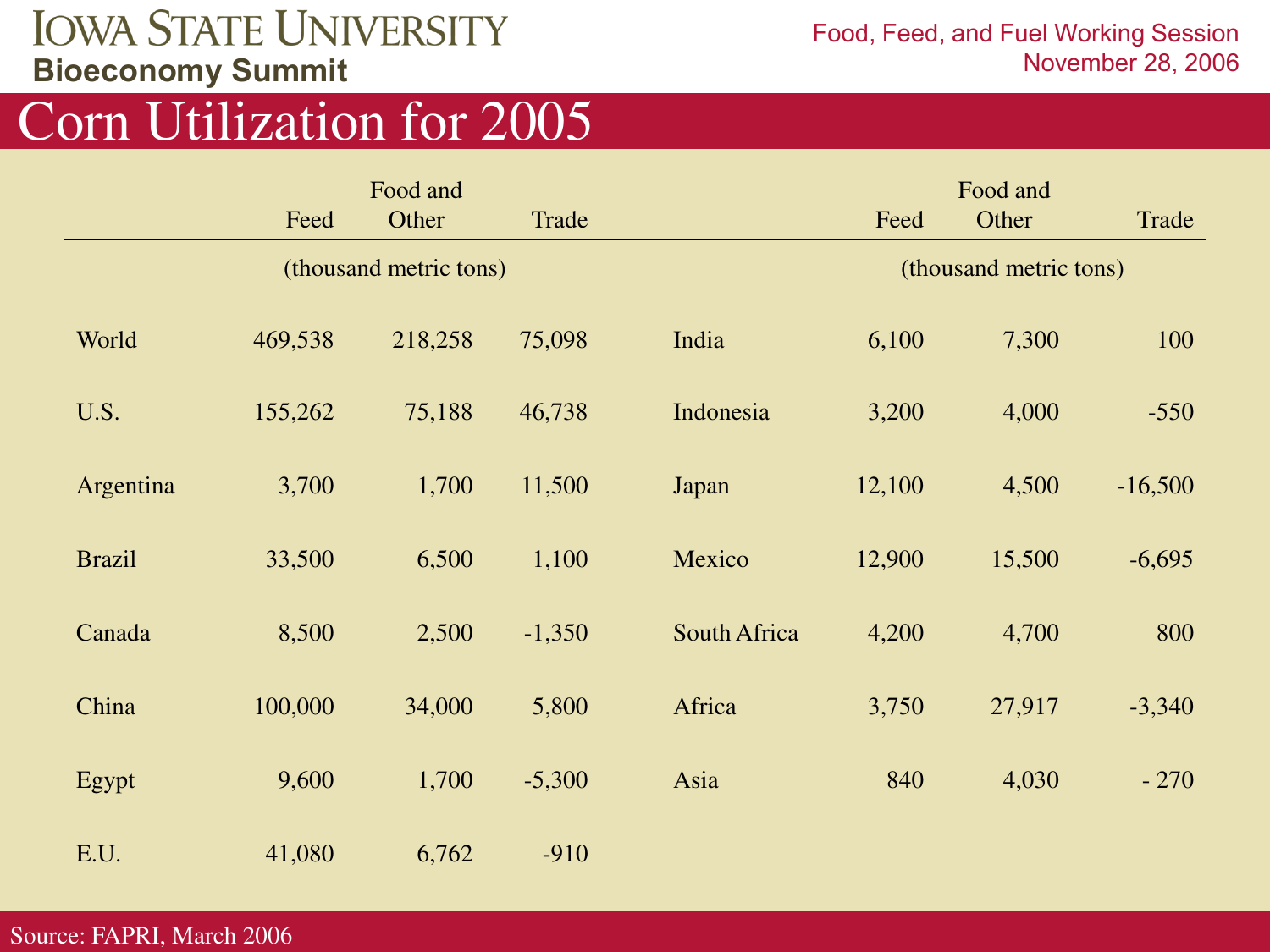# Corn Utilization for 2005

| | Feed | Food and Other | Trade |
|---|---|---|---|
| | (thousand metric tons) | | |
| World | 469,538 | 218,258 | 75,098 |
| U.S. | 155,262 | 75,188 | 46,738 |
| Argentina | 3,700 | 1,700 | 11,500 |
| Brazil | 33,500 | 6,500 | 1,100 |
| Canada | 8,500 | 2,500 | -1,350 |
| China | 100,000 | 34,000 | 5,800 |
| Egypt | 9,600 | 1,700 | -5,300 |
| E.U. | 41,080 | 6,762 | -910 |
| India | 6,100 | 7,300 | 100 |
| Indonesia | 3,200 | 4,000 | -550 |
| Japan | 12,100 | 4,500 | -16,500 |
| Mexico | 12,900 | 15,500 | -6,695 |
| South Africa | 4,200 | 4,700 | 800 |
| Africa | 3,750 | 27,917 | -3,340 |
| Asia | 840 | 4,030 | - 270 |

Source: FAPRI, March 2006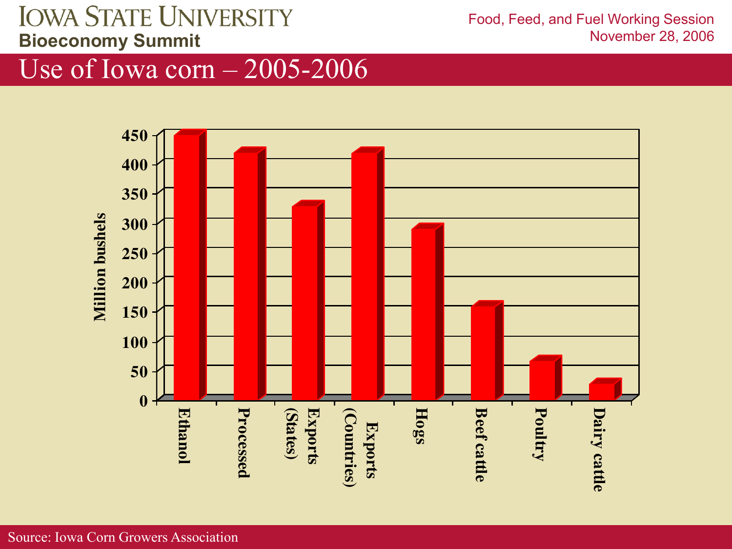# Use of Iowa corn – 2005-2006

Million bushels

450, 400, 350, 300, 250, 200, 150, 100, 50, 0

Ethanol | Processed | Exports (States) | Exports (Countries) | Hogs | Beef cattle | Poultry | Dairy cattle

Source: Iowa Corn Growers Association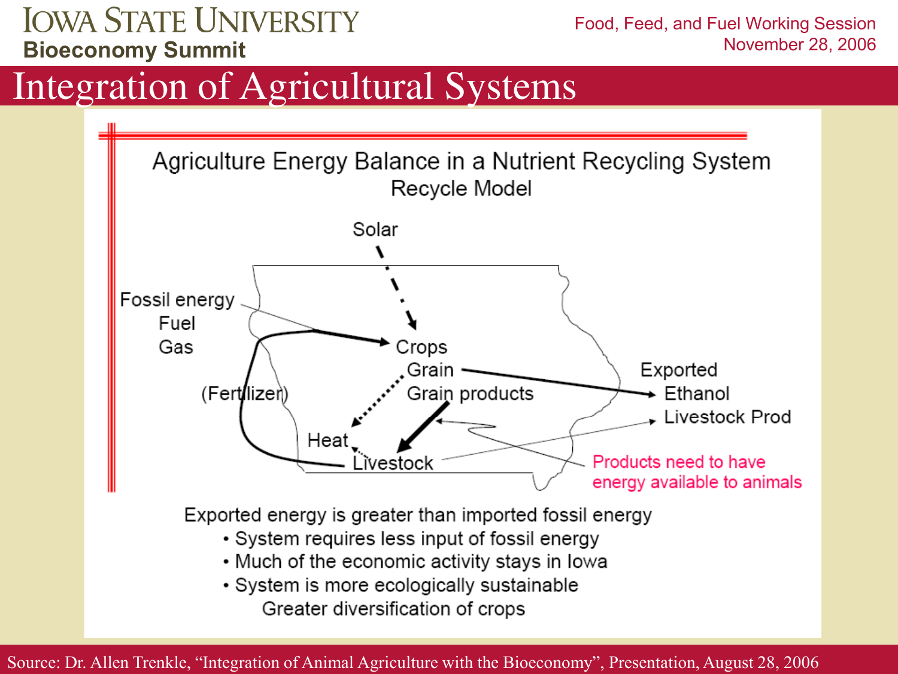**Iowa State University**
**Bioeconomy Summit**

Food, Feed, and Fuel Working Session
November 28, 2006

# Integration of Agricultural Systems

## Agriculture Energy Balance in a Nutrient Recycling System

### Recycle Model

Solar

Fossil energy
Fuel
Gas

Crops
Grain
Grain products

(Fertilizer)

Heat

Livestock

Exported
Ethanol
Livestock Prod

Products need to have energy available to animals

Exported energy is greater than imported fossil energy

- System requires less input of fossil energy
- Much of the economic activity stays in Iowa
- System is more ecologically sustainable
  Greater diversification of crops

Source: Dr. Allen Trenkle, "Integration of Animal Agriculture with the Bioeconomy", Presentation, August 28, 2006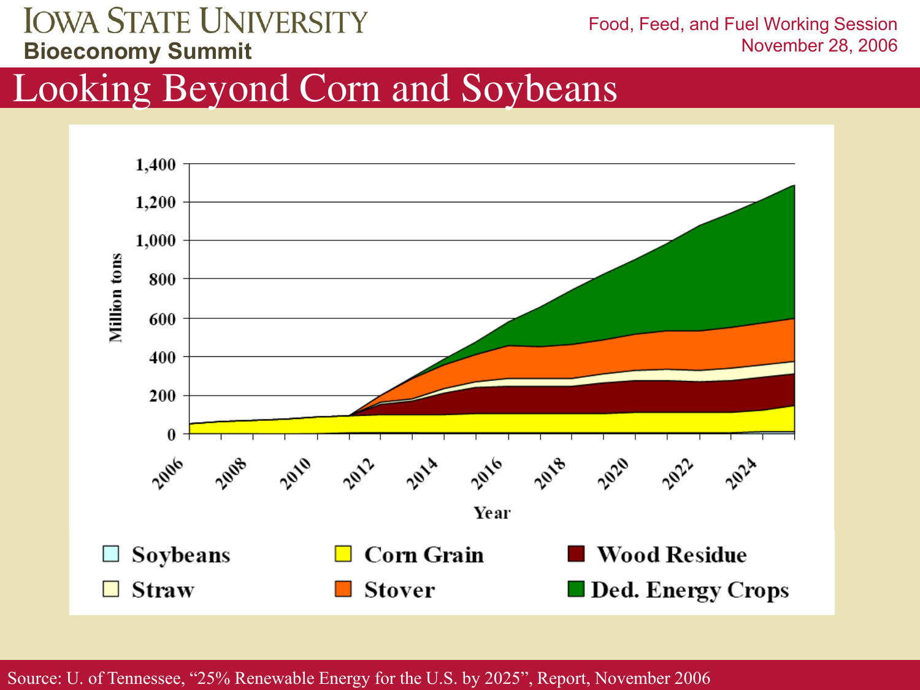# Looking Beyond Corn and Soybeans

Million tons

1,400
1,200
1,000
800
600
400
200
0

2006 2008 2010 2012 2014 2016 2018 2020 2022 2024

Year

Soybeans | Corn Grain | Wood Residue
Straw | Stover | Ded. Energy Crops

Source: U. of Tennessee, "25% Renewable Energy for the U.S. by 2025", Report, November 2006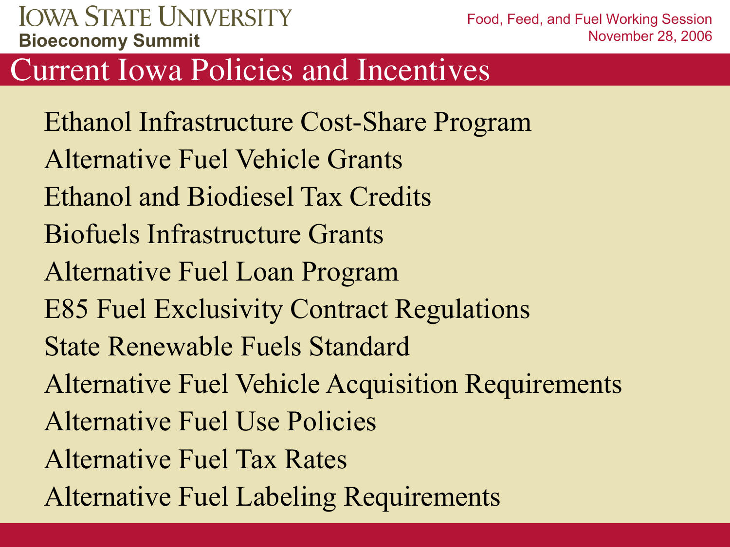# Current Iowa Policies and Incentives

Ethanol Infrastructure Cost-Share Program

Alternative Fuel Vehicle Grants

Ethanol and Biodiesel Tax Credits

Biofuels Infrastructure Grants

Alternative Fuel Loan Program

E85 Fuel Exclusivity Contract Regulations

State Renewable Fuels Standard

Alternative Fuel Vehicle Acquisition Requirements

Alternative Fuel Use Policies

Alternative Fuel Tax Rates

Alternative Fuel Labeling Requirements